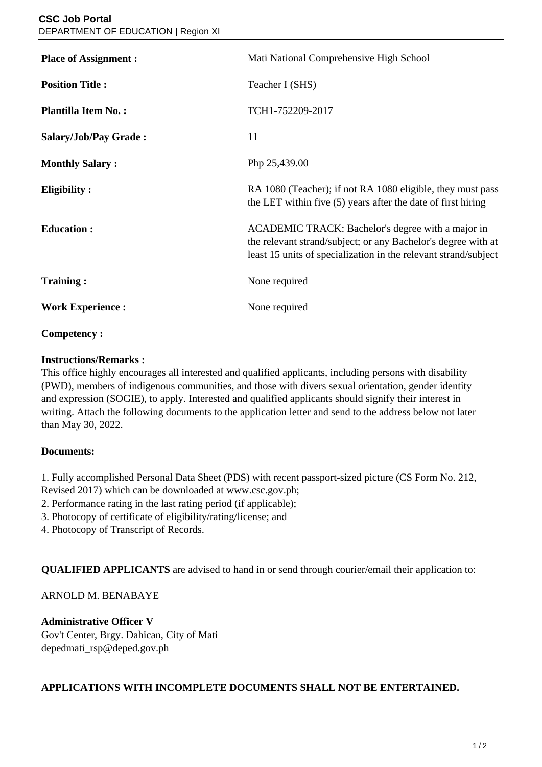**CSC Job Portal**
DEPARTMENT OF EDUCATION | Region XI

| | |
|---|---|
| **Place of Assignment :** | Mati National Comprehensive High School |
| **Position Title :** | Teacher I (SHS) |
| **Plantilla Item No. :** | TCH1-752209-2017 |
| **Salary/Job/Pay Grade :** | 11 |
| **Monthly Salary :** | Php 25,439.00 |
| **Eligibility :** | RA 1080 (Teacher); if not RA 1080 eligible, they must pass the LET within five (5) years after the date of first hiring |
| **Education :** | ACADEMIC TRACK: Bachelor's degree with a major in the relevant strand/subject; or any Bachelor's degree with at least 15 units of specialization in the relevant strand/subject |
| **Training :** | None required |
| **Work Experience :** | None required |

**Competency :**

**Instructions/Remarks :**
This office highly encourages all interested and qualified applicants, including persons with disability (PWD), members of indigenous communities, and those with divers sexual orientation, gender identity and expression (SOGIE), to apply. Interested and qualified applicants should signify their interest in writing. Attach the following documents to the application letter and send to the address below not later than May 30, 2022.

**Documents:**

1. Fully accomplished Personal Data Sheet (PDS) with recent passport-sized picture (CS Form No. 212, Revised 2017) which can be downloaded at www.csc.gov.ph;
2. Performance rating in the last rating period (if applicable);
3. Photocopy of certificate of eligibility/rating/license; and
4. Photocopy of Transcript of Records.

**QUALIFIED APPLICANTS** are advised to hand in or send through courier/email their application to:

ARNOLD M. BENABAYE

**Administrative Officer V**
Gov't Center, Brgy. Dahican, City of Mati
depedmati_rsp@deped.gov.ph

**APPLICATIONS WITH INCOMPLETE DOCUMENTS SHALL NOT BE ENTERTAINED.**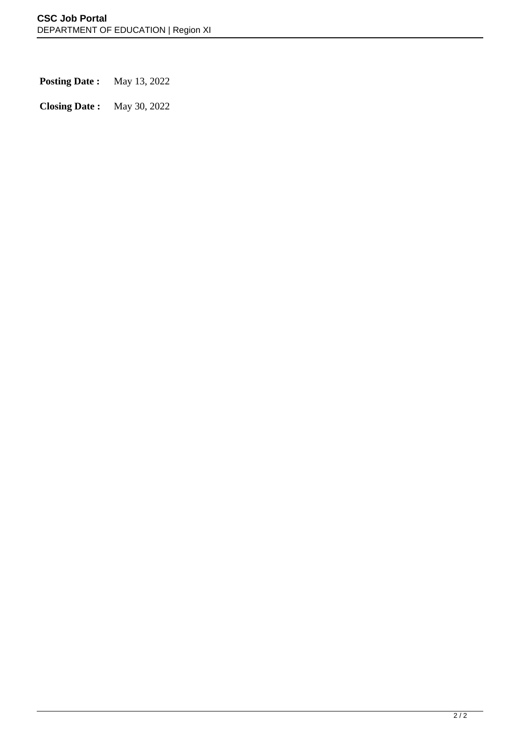**Posting Date :** May 13, 2022

**Closing Date :** May 30, 2022